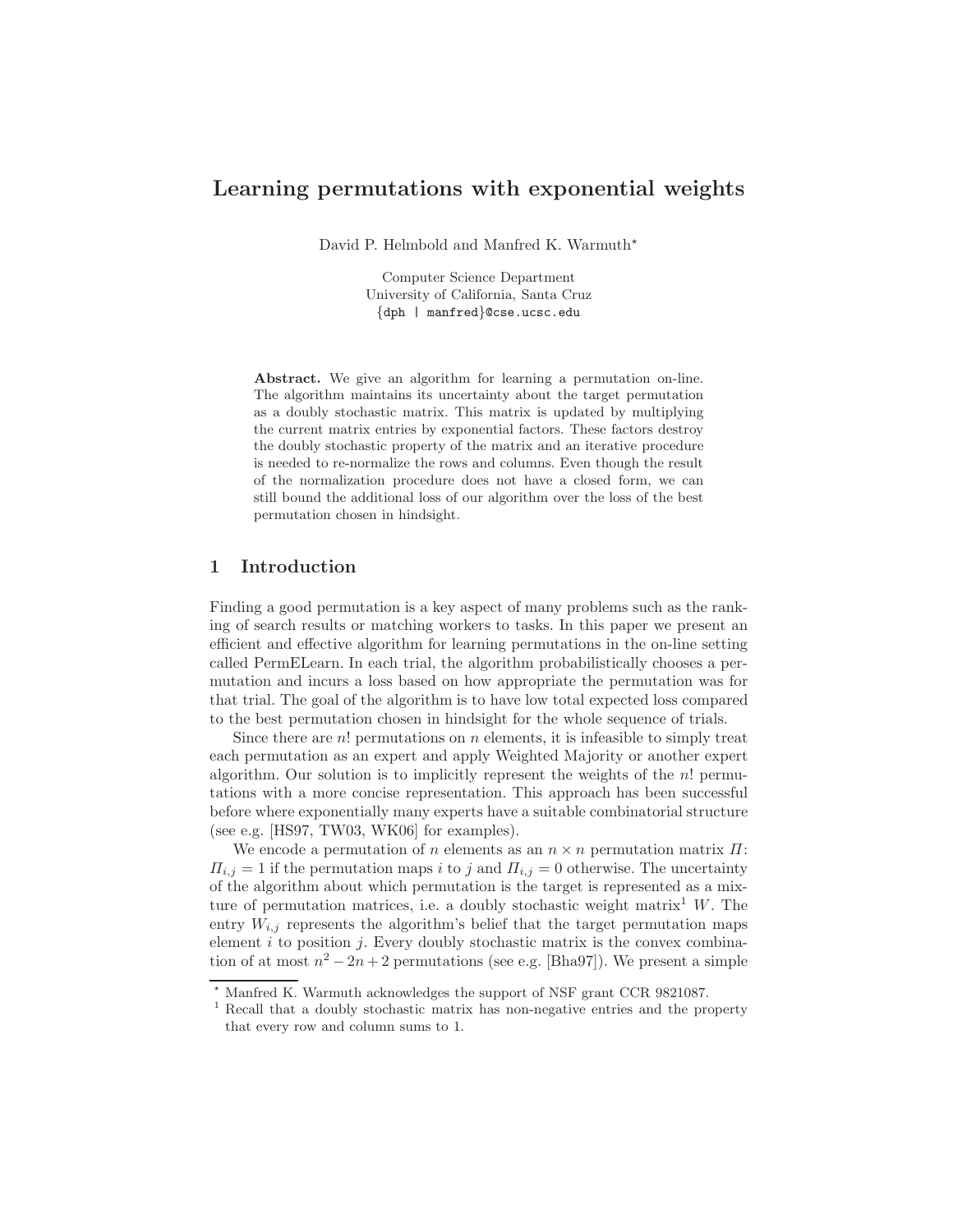# Learning permutations with exponential weights

David P. Helmbold and Manfred K. Warmuth*

Computer Science Department
University of California, Santa Cruz
{dph | manfred}@cse.ucsc.edu

**Abstract.** We give an algorithm for learning a permutation on-line. The algorithm maintains its uncertainty about the target permutation as a doubly stochastic matrix. This matrix is updated by multiplying the current matrix entries by exponential factors. These factors destroy the doubly stochastic property of the matrix and an iterative procedure is needed to re-normalize the rows and columns. Even though the result of the normalization procedure does not have a closed form, we can still bound the additional loss of our algorithm over the loss of the best permutation chosen in hindsight.

## 1 Introduction

Finding a good permutation is a key aspect of many problems such as the ranking of search results or matching workers to tasks. In this paper we present an efficient and effective algorithm for learning permutations in the on-line setting called PermELearn. In each trial, the algorithm probabilistically chooses a permutation and incurs a loss based on how appropriate the permutation was for that trial. The goal of the algorithm is to have low total expected loss compared to the best permutation chosen in hindsight for the whole sequence of trials.

Since there are $n!$ permutations on $n$ elements, it is infeasible to simply treat each permutation as an expert and apply Weighted Majority or another expert algorithm. Our solution is to implicitly represent the weights of the $n!$ permutations with a more concise representation. This approach has been successful before where exponentially many experts have a suitable combinatorial structure (see e.g. [HS97, TW03, WK06] for examples).

We encode a permutation of $n$ elements as an $n \times n$ permutation matrix $\Pi$: $\Pi_{i,j} = 1$ if the permutation maps $i$ to $j$ and $\Pi_{i,j} = 0$ otherwise. The uncertainty of the algorithm about which permutation is the target is represented as a mixture of permutation matrices, i.e. a doubly stochastic weight matrix[1] $W$. The entry $W_{i,j}$ represents the algorithm's belief that the target permutation maps element $i$ to position $j$. Every doubly stochastic matrix is the convex combination of at most $n^2 - 2n + 2$ permutations (see e.g. [Bha97]). We present a simple

* Manfred K. Warmuth acknowledges the support of NSF grant CCR 9821087.

[1] Recall that a doubly stochastic matrix has non-negative entries and the property that every row and column sums to 1.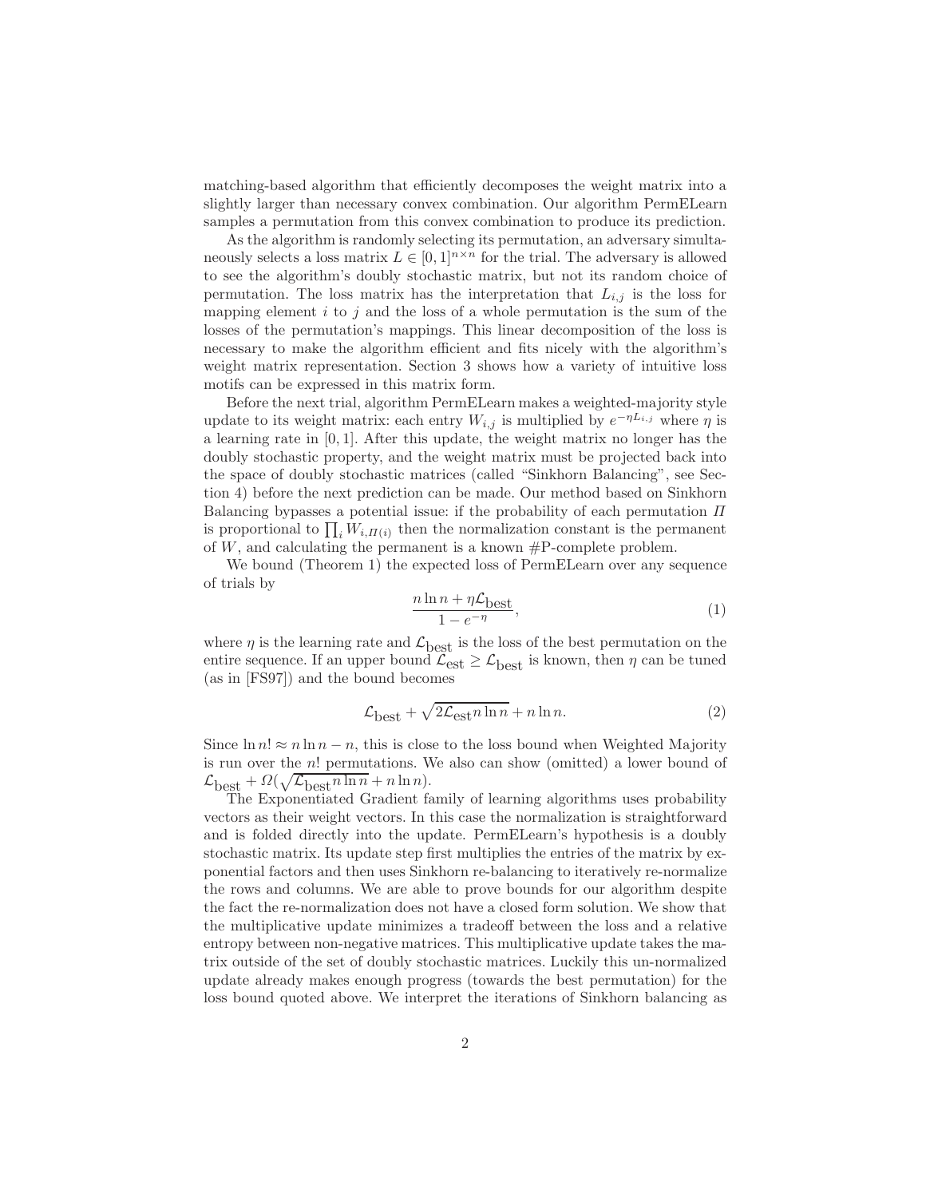matching-based algorithm that efficiently decomposes the weight matrix into a slightly larger than necessary convex combination. Our algorithm PermELearn samples a permutation from this convex combination to produce its prediction.

As the algorithm is randomly selecting its permutation, an adversary simultaneously selects a loss matrix $L \in [0,1]^{n\times n}$ for the trial. The adversary is allowed to see the algorithm's doubly stochastic matrix, but not its random choice of permutation. The loss matrix has the interpretation that $L_{i,j}$ is the loss for mapping element $i$ to $j$ and the loss of a whole permutation is the sum of the losses of the permutation's mappings. This linear decomposition of the loss is necessary to make the algorithm efficient and fits nicely with the algorithm's weight matrix representation. Section 3 shows how a variety of intuitive loss motifs can be expressed in this matrix form.

Before the next trial, algorithm PermELearn makes a weighted-majority style update to its weight matrix: each entry $W_{i,j}$ is multiplied by $e^{-\eta L_{i,j}}$ where $\eta$ is a learning rate in $[0,1]$. After this update, the weight matrix no longer has the doubly stochastic property, and the weight matrix must be projected back into the space of doubly stochastic matrices (called "Sinkhorn Balancing", see Section 4) before the next prediction can be made. Our method based on Sinkhorn Balancing bypasses a potential issue: if the probability of each permutation $\Pi$ is proportional to $\prod_i W_{i,\Pi(i)}$ then the normalization constant is the permanent of $W$, and calculating the permanent is a known #P-complete problem.

We bound (Theorem 1) the expected loss of PermELearn over any sequence of trials by

$$\frac{n\ln n + \eta\mathcal{L}_{\text{best}}}{1-e^{-\eta}}, \tag{1}$$

where $\eta$ is the learning rate and $\mathcal{L}_{\text{best}}$ is the loss of the best permutation on the entire sequence. If an upper bound $\mathcal{L}_{\text{est}} \geq \mathcal{L}_{\text{best}}$ is known, then $\eta$ can be tuned (as in [FS97]) and the bound becomes

$$\mathcal{L}_{\text{best}} + \sqrt{2\mathcal{L}_{\text{est}} n\ln n} + n\ln n. \tag{2}$$

Since $\ln n! \approx n\ln n - n$, this is close to the loss bound when Weighted Majority is run over the $n!$ permutations. We also can show (omitted) a lower bound of $\mathcal{L}_{\text{best}} + \Omega(\sqrt{\mathcal{L}_{\text{best}} n\ln n} + n\ln n)$.

The Exponentiated Gradient family of learning algorithms uses probability vectors as their weight vectors. In this case the normalization is straightforward and is folded directly into the update. PermELearn's hypothesis is a doubly stochastic matrix. Its update step first multiplies the entries of the matrix by exponential factors and then uses Sinkhorn re-balancing to iteratively re-normalize the rows and columns. We are able to prove bounds for our algorithm despite the fact the re-normalization does not have a closed form solution. We show that the multiplicative update minimizes a tradeoff between the loss and a relative entropy between non-negative matrices. This multiplicative update takes the matrix outside of the set of doubly stochastic matrices. Luckily this un-normalized update already makes enough progress (towards the best permutation) for the loss bound quoted above. We interpret the iterations of Sinkhorn balancing as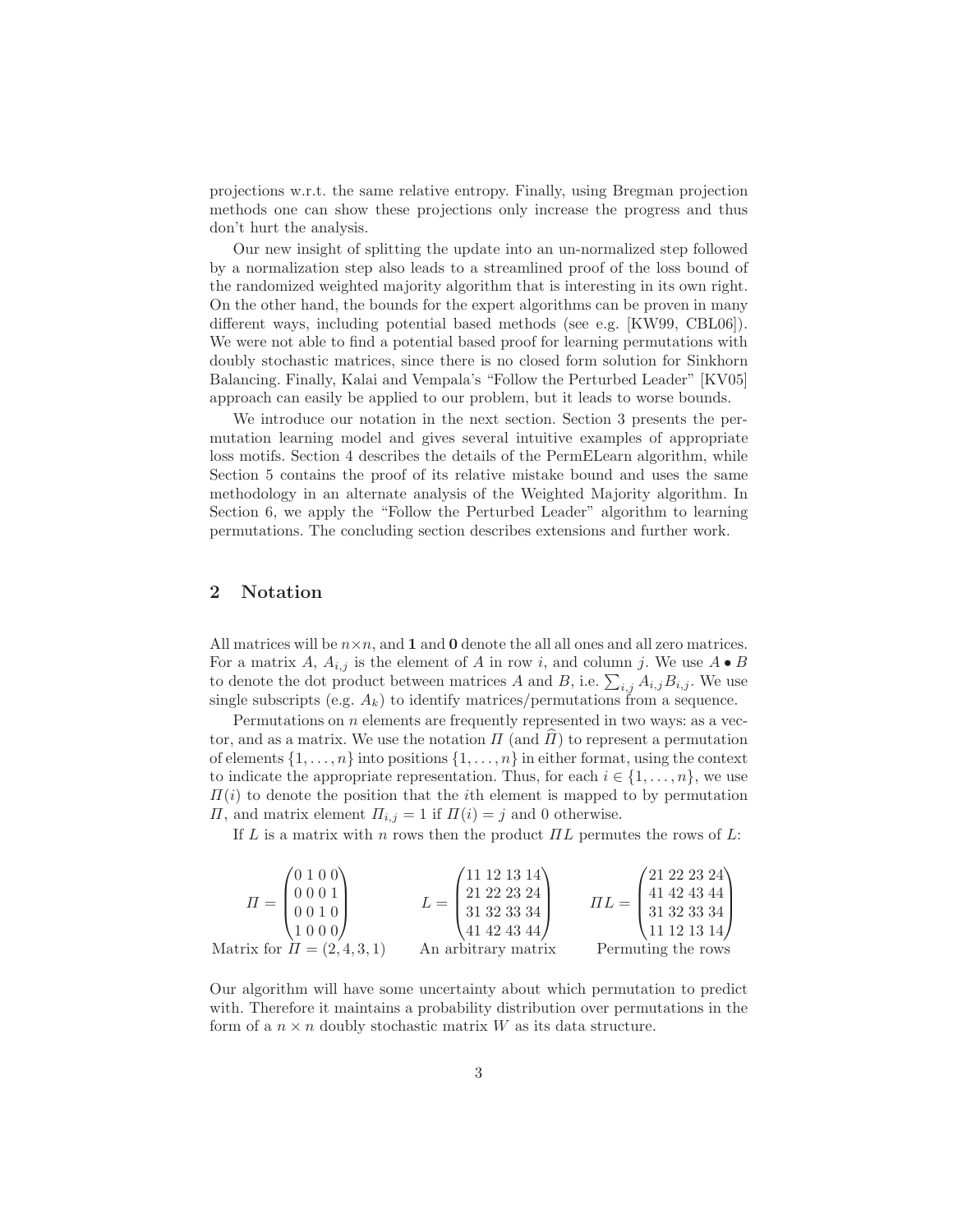projections w.r.t. the same relative entropy. Finally, using Bregman projection methods one can show these projections only increase the progress and thus don't hurt the analysis.

Our new insight of splitting the update into an un-normalized step followed by a normalization step also leads to a streamlined proof of the loss bound of the randomized weighted majority algorithm that is interesting in its own right. On the other hand, the bounds for the expert algorithms can be proven in many different ways, including potential based methods (see e.g. [KW99, CBL06]). We were not able to find a potential based proof for learning permutations with doubly stochastic matrices, since there is no closed form solution for Sinkhorn Balancing. Finally, Kalai and Vempala's "Follow the Perturbed Leader" [KV05] approach can easily be applied to our problem, but it leads to worse bounds.

We introduce our notation in the next section. Section 3 presents the permutation learning model and gives several intuitive examples of appropriate loss motifs. Section 4 describes the details of the PermELearn algorithm, while Section 5 contains the proof of its relative mistake bound and uses the same methodology in an alternate analysis of the Weighted Majority algorithm. In Section 6, we apply the "Follow the Perturbed Leader" algorithm to learning permutations. The concluding section describes extensions and further work.

## 2 Notation

All matrices will be $n \times n$, and $\mathbf{1}$ and $\mathbf{0}$ denote the all all ones and all zero matrices. For a matrix $A$, $A_{i,j}$ is the element of $A$ in row $i$, and column $j$. We use $A \bullet B$ to denote the dot product between matrices $A$ and $B$, i.e. $\sum_{i,j} A_{i,j} B_{i,j}$. We use single subscripts (e.g. $A_k$) to identify matrices/permutations from a sequence.

Permutations on $n$ elements are frequently represented in two ways: as a vector, and as a matrix. We use the notation $\Pi$ (and $\widehat{\Pi}$) to represent a permutation of elements $\{1, \ldots, n\}$ into positions $\{1, \ldots, n\}$ in either format, using the context to indicate the appropriate representation. Thus, for each $i \in \{1, \ldots, n\}$, we use $\Pi(i)$ to denote the position that the $i$th element is mapped to by permutation $\Pi$, and matrix element $\Pi_{i,j} = 1$ if $\Pi(i) = j$ and 0 otherwise.

If $L$ is a matrix with $n$ rows then the product $\Pi L$ permutes the rows of $L$:

$$\Pi = \begin{pmatrix} 0&1&0&0 \\ 0&0&0&1 \\ 0&0&1&0 \\ 1&0&0&0 \end{pmatrix} \qquad L = \begin{pmatrix} 11&12&13&14 \\ 21&22&23&24 \\ 31&32&33&34 \\ 41&42&43&44 \end{pmatrix} \qquad \Pi L = \begin{pmatrix} 21&22&23&24 \\ 41&42&43&44 \\ 31&32&33&34 \\ 11&12&13&14 \end{pmatrix}$$

Matrix for $\Pi = (2, 4, 3, 1)$ &nbsp;&nbsp;&nbsp; An arbitrary matrix &nbsp;&nbsp;&nbsp; Permuting the rows

Our algorithm will have some uncertainty about which permutation to predict with. Therefore it maintains a probability distribution over permutations in the form of a $n \times n$ doubly stochastic matrix $W$ as its data structure.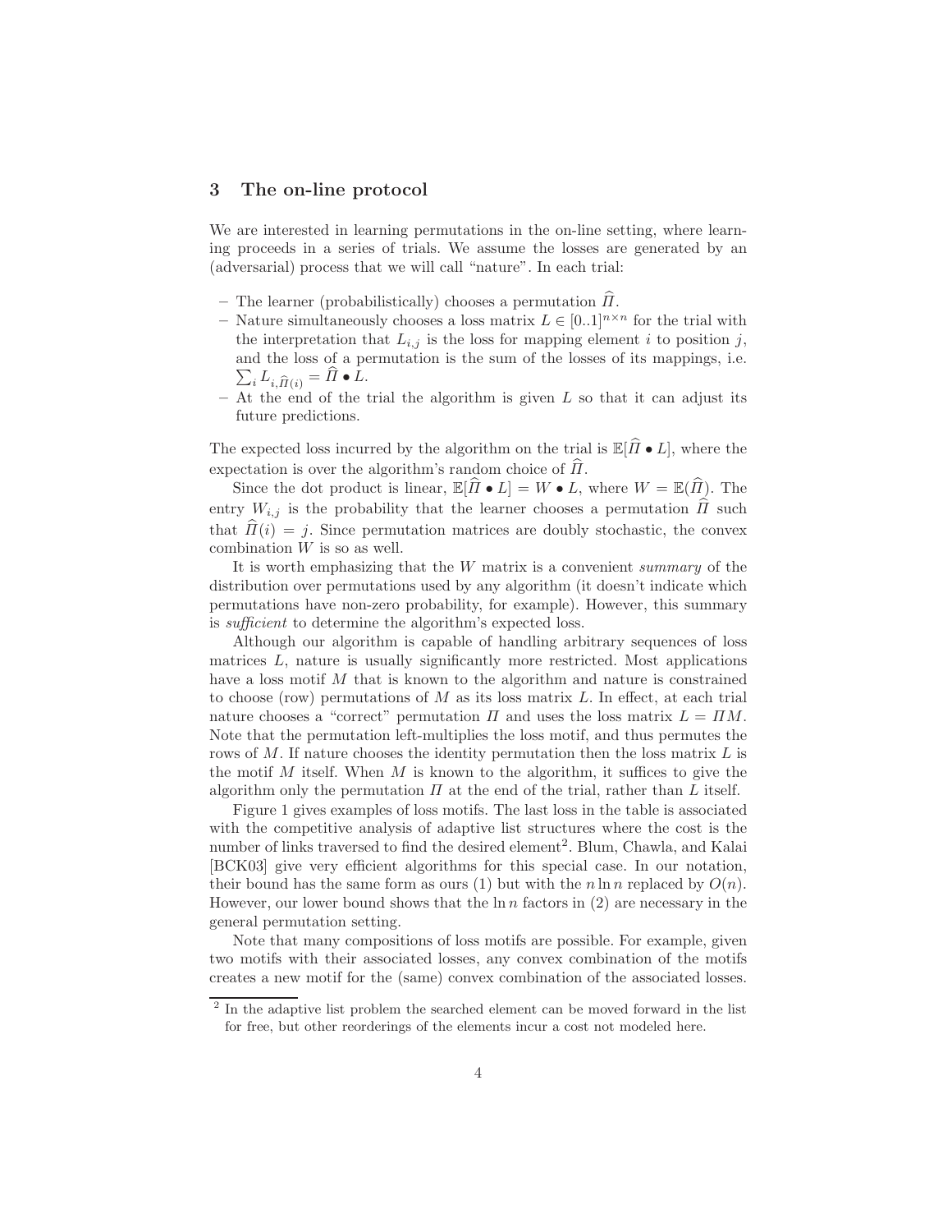## 3 The on-line protocol

We are interested in learning permutations in the on-line setting, where learning proceeds in a series of trials. We assume the losses are generated by an (adversarial) process that we will call "nature". In each trial:

- The learner (probabilistically) chooses a permutation $\widehat{\Pi}$.
- Nature simultaneously chooses a loss matrix $L \in [0..1]^{n \times n}$ for the trial with the interpretation that $L_{i,j}$ is the loss for mapping element $i$ to position $j$, and the loss of a permutation is the sum of the losses of its mappings, i.e. $\sum_i L_{i,\widehat{\Pi}(i)} = \widehat{\Pi} \bullet L$.
- At the end of the trial the algorithm is given $L$ so that it can adjust its future predictions.

The expected loss incurred by the algorithm on the trial is $\mathbb{E}[\widehat{\Pi} \bullet L]$, where the expectation is over the algorithm's random choice of $\widehat{\Pi}$.

Since the dot product is linear, $\mathbb{E}[\widehat{\Pi} \bullet L] = W \bullet L$, where $W = \mathbb{E}(\widehat{\Pi})$. The entry $W_{i,j}$ is the probability that the learner chooses a permutation $\widehat{\Pi}$ such that $\widehat{\Pi}(i) = j$. Since permutation matrices are doubly stochastic, the convex combination $W$ is so as well.

It is worth emphasizing that the $W$ matrix is a convenient *summary* of the distribution over permutations used by any algorithm (it doesn't indicate which permutations have non-zero probability, for example). However, this summary is *sufficient* to determine the algorithm's expected loss.

Although our algorithm is capable of handling arbitrary sequences of loss matrices $L$, nature is usually significantly more restricted. Most applications have a loss motif $M$ that is known to the algorithm and nature is constrained to choose (row) permutations of $M$ as its loss matrix $L$. In effect, at each trial nature chooses a "correct" permutation $\Pi$ and uses the loss matrix $L = \Pi M$. Note that the permutation left-multiplies the loss motif, and thus permutes the rows of $M$. If nature chooses the identity permutation then the loss matrix $L$ is the motif $M$ itself. When $M$ is known to the algorithm, it suffices to give the algorithm only the permutation $\Pi$ at the end of the trial, rather than $L$ itself.

Figure 1 gives examples of loss motifs. The last loss in the table is associated with the competitive analysis of adaptive list structures where the cost is the number of links traversed to find the desired element[2]. Blum, Chawla, and Kalai [BCK03] give very efficient algorithms for this special case. In our notation, their bound has the same form as ours (1) but with the $n \ln n$ replaced by $O(n)$. However, our lower bound shows that the $\ln n$ factors in (2) are necessary in the general permutation setting.

Note that many compositions of loss motifs are possible. For example, given two motifs with their associated losses, any convex combination of the motifs creates a new motif for the (same) convex combination of the associated losses.

---

[2] In the adaptive list problem the searched element can be moved forward in the list for free, but other reorderings of the elements incur a cost not modeled here.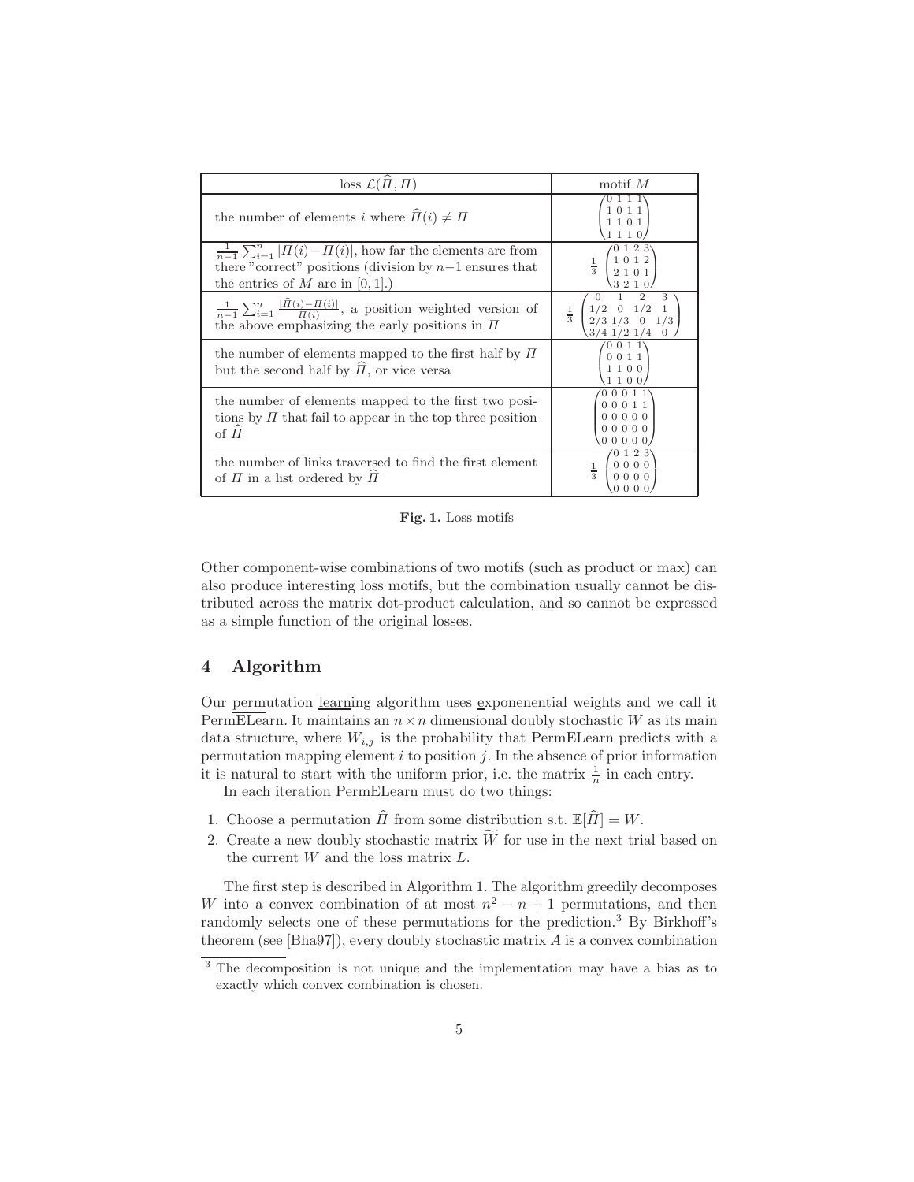| loss $\mathcal{L}(\widehat{\Pi}, \Pi)$ | motif $M$ |
|---|---|
| the number of elements $i$ where $\widehat{\Pi}(i) \neq \Pi$ | $\begin{pmatrix} 0&1&1&1 \\ 1&0&1&1 \\ 1&1&0&1 \\ 1&1&1&0 \end{pmatrix}$ |
| $\frac{1}{n-1}\sum_{i=1}^{n} \lvert\widehat{\Pi}(i) - \Pi(i)\rvert$, how far the elements are from there "correct" positions (division by $n-1$ ensures that the entries of $M$ are in $[0,1]$.) | $\frac{1}{3}\begin{pmatrix} 0&1&2&3 \\ 1&0&1&2 \\ 2&1&0&1 \\ 3&2&1&0 \end{pmatrix}$ |
| $\frac{1}{n-1}\sum_{i=1}^{n} \frac{\lvert\widehat{\Pi}(i) - \Pi(i)\rvert}{\Pi(i)}$, a position weighted version of the above emphasizing the early positions in $\Pi$ | $\frac{1}{3}\begin{pmatrix} 0&1&2&3 \\ 1/2&0&1/2&1 \\ 2/3&1/3&0&1/3 \\ 3/4&1/2&1/4&0 \end{pmatrix}$ |
| the number of elements mapped to the first half by $\Pi$ but the second half by $\widehat{\Pi}$, or vice versa | $\begin{pmatrix} 0&0&1&1 \\ 0&0&1&1 \\ 1&1&0&0 \\ 1&1&0&0 \end{pmatrix}$ |
| the number of elements mapped to the first two positions by $\Pi$ that fail to appear in the top three position of $\widehat{\Pi}$ | $\begin{pmatrix} 0&0&0&1&1 \\ 0&0&0&1&1 \\ 0&0&0&0&0 \\ 0&0&0&0&0 \\ 0&0&0&0&0 \end{pmatrix}$ |
| the number of links traversed to find the first element of $\Pi$ in a list ordered by $\widehat{\Pi}$ | $\frac{1}{3}\begin{pmatrix} 0&1&2&3 \\ 0&0&0&0 \\ 0&0&0&0 \\ 0&0&0&0 \end{pmatrix}$ |

**Fig. 1.** Loss motifs

Other component-wise combinations of two motifs (such as product or max) can also produce interesting loss motifs, but the combination usually cannot be distributed across the matrix dot-product calculation, and so cannot be expressed as a simple function of the original losses.

## 4 Algorithm

Our permutation learning algorithm uses exponenential weights and we call it PermELearn. It maintains an $n \times n$ dimensional doubly stochastic $W$ as its main data structure, where $W_{i,j}$ is the probability that PermELearn predicts with a permutation mapping element $i$ to position $j$. In the absence of prior information it is natural to start with the uniform prior, i.e. the matrix $\frac{1}{n}$ in each entry.

In each iteration PermELearn must do two things:

1. Choose a permutation $\widehat{\Pi}$ from some distribution s.t. $\mathbb{E}[\widehat{\Pi}] = W$.
2. Create a new doubly stochastic matrix $\widetilde{W}$ for use in the next trial based on the current $W$ and the loss matrix $L$.

The first step is described in Algorithm 1. The algorithm greedily decomposes $W$ into a convex combination of at most $n^2 - n + 1$ permutations, and then randomly selects one of these permutations for the prediction.[3] By Birkhoff's theorem (see [Bha97]), every doubly stochastic matrix $A$ is a convex combination

[3] The decomposition is not unique and the implementation may have a bias as to exactly which convex combination is chosen.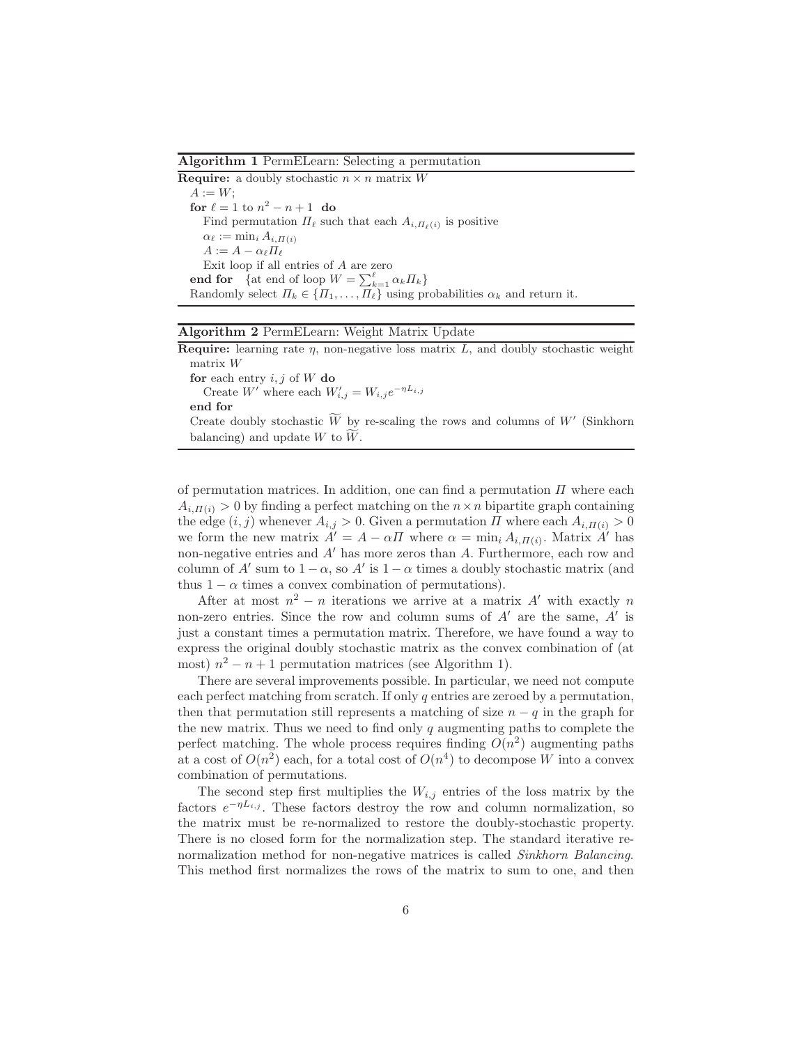**Algorithm 1** PermELearn: Selecting a permutation

**Require:** a doubly stochastic $n \times n$ matrix $W$

$A := W$;
**for** $\ell = 1$ to $n^2 - n + 1$ **do**
  Find permutation $\Pi_\ell$ such that each $A_{i,\Pi_\ell(i)}$ is positive
  $\alpha_\ell := \min_i A_{i,\Pi(i)}$
  $A := A - \alpha_\ell \Pi_\ell$
  Exit loop if all entries of $A$ are zero
**end for** {at end of loop $W = \sum_{k=1}^{\ell} \alpha_k \Pi_k$}
Randomly select $\Pi_k \in \{\Pi_1, \ldots, \Pi_\ell\}$ using probabilities $\alpha_k$ and return it.

**Algorithm 2** PermELearn: Weight Matrix Update

**Require:** learning rate $\eta$, non-negative loss matrix $L$, and doubly stochastic weight matrix $W$

**for** each entry $i, j$ of $W$ **do**
  Create $W'$ where each $W'_{i,j} = W_{i,j} e^{-\eta L_{i,j}}$
**end for**
Create doubly stochastic $\widetilde{W}$ by re-scaling the rows and columns of $W'$ (Sinkhorn balancing) and update $W$ to $\widetilde{W}$.

of permutation matrices. In addition, one can find a permutation $\Pi$ where each $A_{i,\Pi(i)} > 0$ by finding a perfect matching on the $n \times n$ bipartite graph containing the edge $(i, j)$ whenever $A_{i,j} > 0$. Given a permutation $\Pi$ where each $A_{i,\Pi(i)} > 0$ we form the new matrix $A' = A - \alpha \Pi$ where $\alpha = \min_i A_{i,\Pi(i)}$. Matrix $A'$ has non-negative entries and $A'$ has more zeros than $A$. Furthermore, each row and column of $A'$ sum to $1 - \alpha$, so $A'$ is $1 - \alpha$ times a doubly stochastic matrix (and thus $1 - \alpha$ times a convex combination of permutations).

After at most $n^2 - n$ iterations we arrive at a matrix $A'$ with exactly $n$ non-zero entries. Since the row and column sums of $A'$ are the same, $A'$ is just a constant times a permutation matrix. Therefore, we have found a way to express the original doubly stochastic matrix as the convex combination of (at most) $n^2 - n + 1$ permutation matrices (see Algorithm 1).

There are several improvements possible. In particular, we need not compute each perfect matching from scratch. If only $q$ entries are zeroed by a permutation, then that permutation still represents a matching of size $n - q$ in the graph for the new matrix. Thus we need to find only $q$ augmenting paths to complete the perfect matching. The whole process requires finding $O(n^2)$ augmenting paths at a cost of $O(n^2)$ each, for a total cost of $O(n^4)$ to decompose $W$ into a convex combination of permutations.

The second step first multiplies the $W_{i,j}$ entries of the loss matrix by the factors $e^{-\eta L_{i,j}}$. These factors destroy the row and column normalization, so the matrix must be re-normalized to restore the doubly-stochastic property. There is no closed form for the normalization step. The standard iterative re-normalization method for non-negative matrices is called *Sinkhorn Balancing*. This method first normalizes the rows of the matrix to sum to one, and then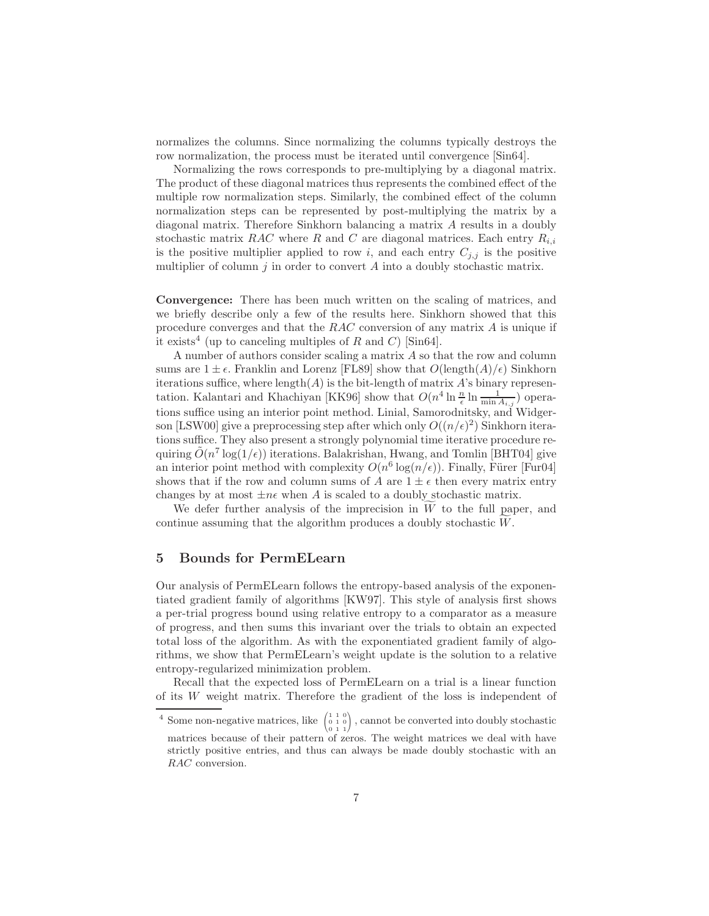normalizes the columns. Since normalizing the columns typically destroys the row normalization, the process must be iterated until convergence [Sin64].

Normalizing the rows corresponds to pre-multiplying by a diagonal matrix. The product of these diagonal matrices thus represents the combined effect of the multiple row normalization steps. Similarly, the combined effect of the column normalization steps can be represented by post-multiplying the matrix by a diagonal matrix. Therefore Sinkhorn balancing a matrix $A$ results in a doubly stochastic matrix $RAC$ where $R$ and $C$ are diagonal matrices. Each entry $R_{i,i}$ is the positive multiplier applied to row $i$, and each entry $C_{j,j}$ is the positive multiplier of column $j$ in order to convert $A$ into a doubly stochastic matrix.

**Convergence:** There has been much written on the scaling of matrices, and we briefly describe only a few of the results here. Sinkhorn showed that this procedure converges and that the $RAC$ conversion of any matrix $A$ is unique if it exists[4] (up to canceling multiples of $R$ and $C$) [Sin64].

A number of authors consider scaling a matrix $A$ so that the row and column sums are $1 \pm \epsilon$. Franklin and Lorenz [FL89] show that $O(\text{length}(A)/\epsilon)$ Sinkhorn iterations suffice, where length$(A)$ is the bit-length of matrix $A$'s binary representation. Kalantari and Khachiyan [KK96] show that $O(n^4 \ln \frac{n}{\epsilon} \ln \frac{1}{\min A_{i,j}})$ operations suffice using an interior point method. Linial, Samorodnitsky, and Widgerson [LSW00] give a preprocessing step after which only $O((n/\epsilon)^2)$ Sinkhorn iterations suffice. They also present a strongly polynomial time iterative procedure requiring $\tilde{O}(n^7 \log(1/\epsilon))$ iterations. Balakrishan, Hwang, and Tomlin [BHT04] give an interior point method with complexity $O(n^6 \log(n/\epsilon))$. Finally, Fürer [Fur04] shows that if the row and column sums of $A$ are $1 \pm \epsilon$ then every matrix entry changes by at most $\pm n\epsilon$ when $A$ is scaled to a doubly stochastic matrix.

We defer further analysis of the imprecision in $\widetilde{W}$ to the full paper, and continue assuming that the algorithm produces a doubly stochastic $\widetilde{W}$.

## 5 Bounds for PermELearn

Our analysis of PermELearn follows the entropy-based analysis of the exponentiated gradient family of algorithms [KW97]. This style of analysis first shows a per-trial progress bound using relative entropy to a comparator as a measure of progress, and then sums this invariant over the trials to obtain an expected total loss of the algorithm. As with the exponentiated gradient family of algorithms, we show that PermELearn's weight update is the solution to a relative entropy-regularized minimization problem.

Recall that the expected loss of PermELearn on a trial is a linear function of its $W$ weight matrix. Therefore the gradient of the loss is independent of

[4] Some non-negative matrices, like $\begin{pmatrix} 1 & 1 & 0 \\ 0 & 1 & 0 \\ 0 & 1 & 1 \end{pmatrix}$, cannot be converted into doubly stochastic matrices because of their pattern of zeros. The weight matrices we deal with have strictly positive entries, and thus can always be made doubly stochastic with an $RAC$ conversion.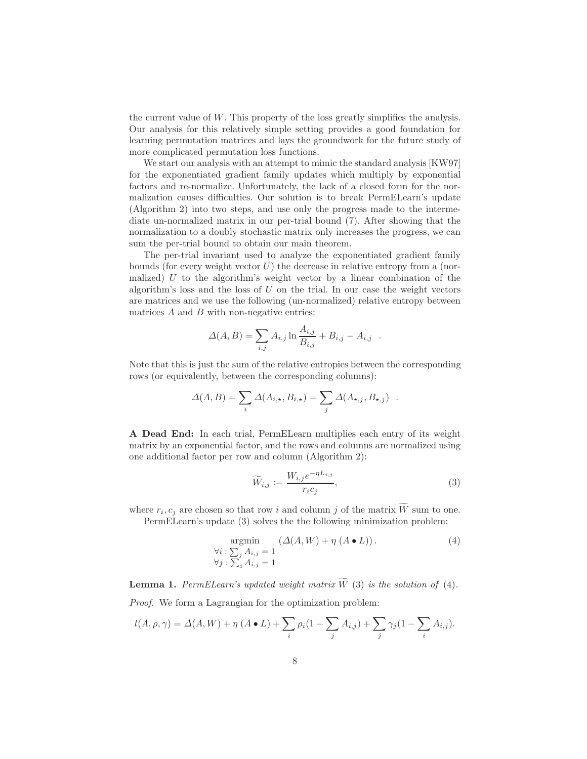the current value of $W$. This property of the loss greatly simplifies the analysis. Our analysis for this relatively simple setting provides a good foundation for learning permutation matrices and lays the groundwork for the future study of more complicated permutation loss functions.

We start our analysis with an attempt to mimic the standard analysis [KW97] for the exponentiated gradient family updates which multiply by exponential factors and re-normalize. Unfortunately, the lack of a closed form for the normalization causes difficulties. Our solution is to break PermELearn's update (Algorithm 2) into two steps, and use only the progress made to the intermediate un-normalized matrix in our per-trial bound (7). After showing that the normalization to a doubly stochastic matrix only increases the progress, we can sum the per-trial bound to obtain our main theorem.

The per-trial invariant used to analyze the exponentiated gradient family bounds (for every weight vector $U$) the decrease in relative entropy from a (normalized) $U$ to the algorithm's weight vector by a linear combination of the algorithm's loss and the loss of $U$ on the trial. In our case the weight vectors are matrices and we use the following (un-normalized) relative entropy between matrices $A$ and $B$ with non-negative entries:

$$\Delta(A, B) = \sum_{i,j} A_{i,j} \ln \frac{A_{i,j}}{B_{i,j}} + B_{i,j} - A_{i,j} \quad .$$

Note that this is just the sum of the relative entropies between the corresponding rows (or equivalently, between the corresponding columns):

$$\Delta(A, B) = \sum_i \Delta(A_{i,\star}, B_{i,\star}) = \sum_j \Delta(A_{\star,j}, B_{\star,j}) \quad .$$

**A Dead End:** In each trial, PermELearn multiplies each entry of its weight matrix by an exponential factor, and the rows and columns are normalized using one additional factor per row and column (Algorithm 2):

$$\widetilde{W}_{i,j} := \frac{W_{i,j} e^{-\eta L_{i,j}}}{r_i c_j}, \tag{3}$$

where $r_i, c_j$ are chosen so that row $i$ and column $j$ of the matrix $\widetilde{W}$ sum to one.

PermELearn's update (3) solves the the following minimization problem:

$$\underset{\substack{\forall i : \sum_j A_{i,j} = 1 \\ \forall j : \sum_i A_{i,j} = 1}}{\operatorname{argmin}} \quad (\Delta(A, W) + \eta \, (A \bullet L)) \, . \tag{4}$$

**Lemma 1.** *PermELearn's updated weight matrix $\widetilde{W}$ (3) is the solution of (4).*

*Proof.* We form a Lagrangian for the optimization problem:

$$l(A, \rho, \gamma) = \Delta(A, W) + \eta \, (A \bullet L) + \sum_i \rho_i (1 - \sum_j A_{i,j}) + \sum_j \gamma_j (1 - \sum_i A_{i,j}).$$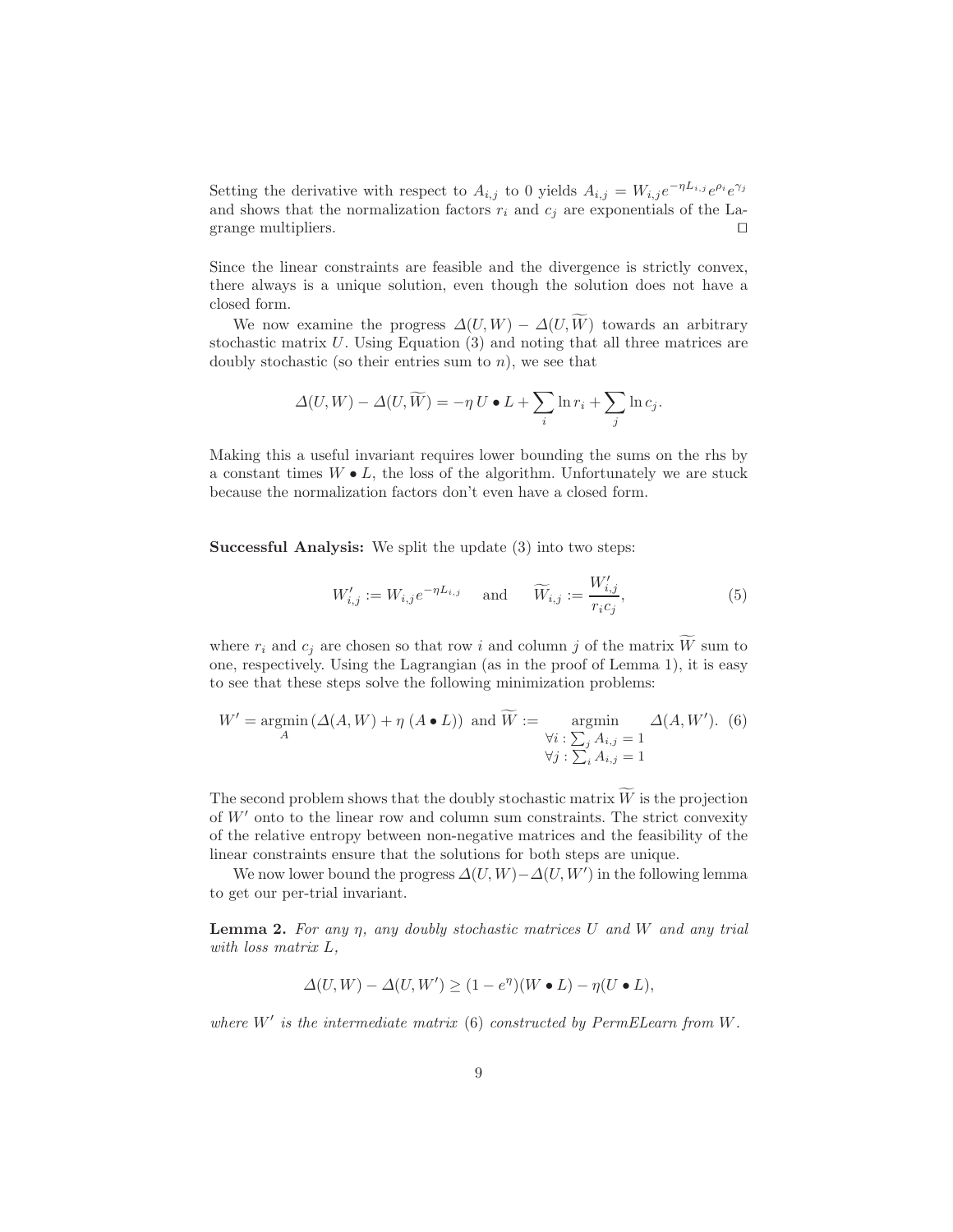Setting the derivative with respect to $A_{i,j}$ to 0 yields $A_{i,j} = W_{i,j} e^{-\eta L_{i,j}} e^{\rho_i} e^{\gamma_j}$ and shows that the normalization factors $r_i$ and $c_j$ are exponentials of the Lagrange multipliers. ☐

Since the linear constraints are feasible and the divergence is strictly convex, there always is a unique solution, even though the solution does not have a closed form.

We now examine the progress $\Delta(U, W) - \Delta(U, \widetilde{W})$ towards an arbitrary stochastic matrix $U$. Using Equation (3) and noting that all three matrices are doubly stochastic (so their entries sum to $n$), we see that

$$\Delta(U, W) - \Delta(U, \widetilde{W}) = -\eta \, U \bullet L + \sum_i \ln r_i + \sum_j \ln c_j.$$

Making this a useful invariant requires lower bounding the sums on the rhs by a constant times $W \bullet L$, the loss of the algorithm. Unfortunately we are stuck because the normalization factors don't even have a closed form.

**Successful Analysis:** We split the update (3) into two steps:

$$W'_{i,j} := W_{i,j} e^{-\eta L_{i,j}} \quad \text{and} \quad \widetilde{W}_{i,j} := \frac{W'_{i,j}}{r_i c_j}, \tag{5}$$

where $r_i$ and $c_j$ are chosen so that row $i$ and column $j$ of the matrix $\widetilde{W}$ sum to one, respectively. Using the Lagrangian (as in the proof of Lemma 1), it is easy to see that these steps solve the following minimization problems:

$$W' = \operatorname*{argmin}_A \left( \Delta(A, W) + \eta \, (A \bullet L) \right) \text{ and } \widetilde{W} := \operatorname*{argmin}_{\substack{\forall i : \sum_j A_{i,j} = 1 \\ \forall j : \sum_i A_{i,j} = 1}} \Delta(A, W'). \tag{6}$$

The second problem shows that the doubly stochastic matrix $\widetilde{W}$ is the projection of $W'$ onto to the linear row and column sum constraints. The strict convexity of the relative entropy between non-negative matrices and the feasibility of the linear constraints ensure that the solutions for both steps are unique.

We now lower bound the progress $\Delta(U, W) - \Delta(U, W')$ in the following lemma to get our per-trial invariant.

**Lemma 2.** *For any $\eta$, any doubly stochastic matrices $U$ and $W$ and any trial with loss matrix $L$,*

$$\Delta(U, W) - \Delta(U, W') \geq (1 - e^{\eta})(W \bullet L) - \eta(U \bullet L),$$

*where $W'$ is the intermediate matrix (6) constructed by PermELearn from $W$.*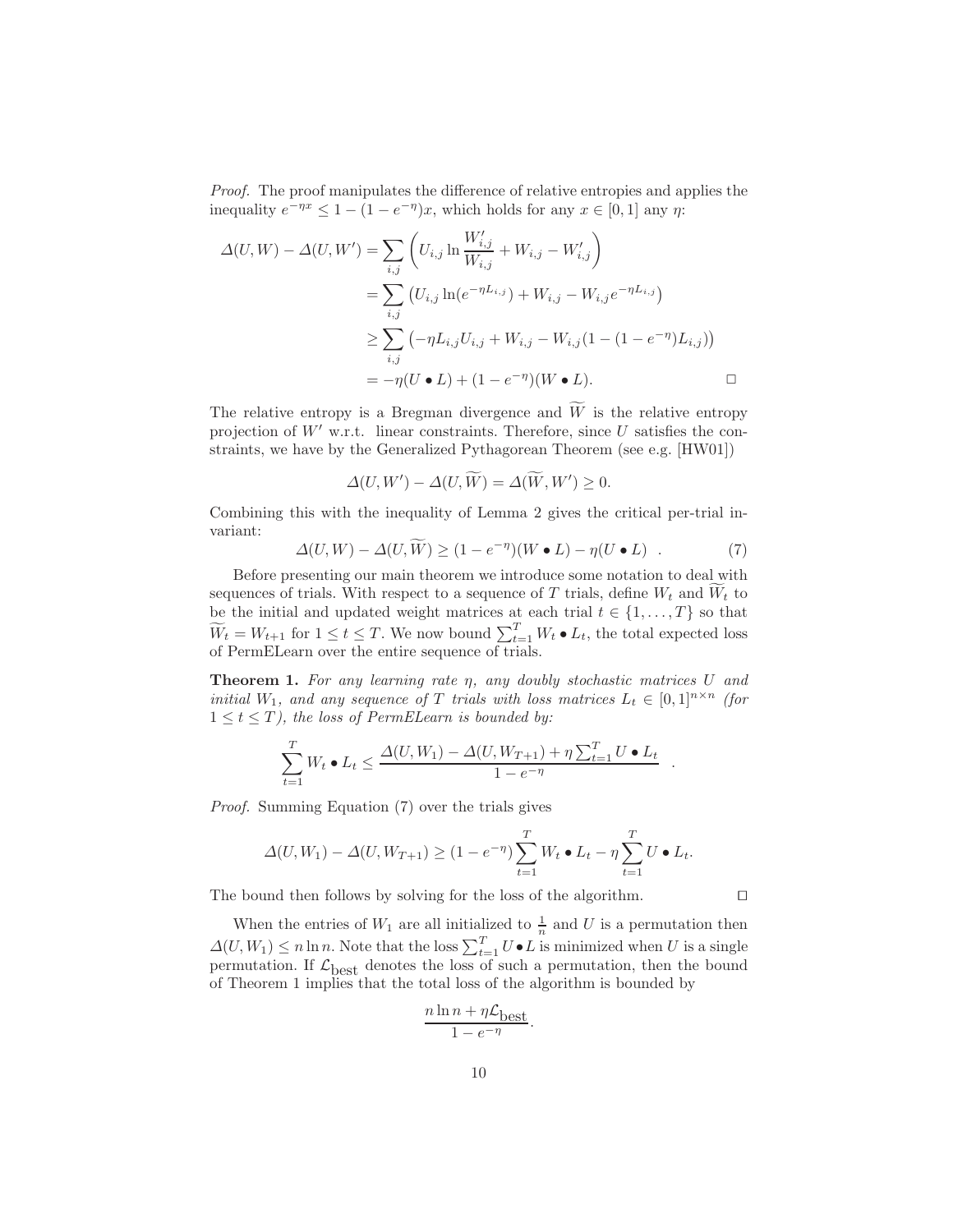*Proof.* The proof manipulates the difference of relative entropies and applies the inequality $e^{-\eta x} \leq 1 - (1 - e^{-\eta})x$, which holds for any $x \in [0, 1]$ any $\eta$:

$$
\begin{aligned}
\Delta(U, W) - \Delta(U, W') &= \sum_{i,j} \left( U_{i,j} \ln \frac{W'_{i,j}}{W_{i,j}} + W_{i,j} - W'_{i,j} \right) \\
&= \sum_{i,j} \left( U_{i,j} \ln(e^{-\eta L_{i,j}}) + W_{i,j} - W_{i,j} e^{-\eta L_{i,j}} \right) \\
&\geq \sum_{i,j} \left( -\eta L_{i,j} U_{i,j} + W_{i,j} - W_{i,j}(1 - (1 - e^{-\eta}) L_{i,j}) \right) \\
&= -\eta (U \bullet L) + (1 - e^{-\eta})(W \bullet L). \qquad \square
\end{aligned}
$$

The relative entropy is a Bregman divergence and $\widetilde{W}$ is the relative entropy projection of $W'$ w.r.t. linear constraints. Therefore, since $U$ satisfies the constraints, we have by the Generalized Pythagorean Theorem (see e.g. [HW01])

$$
\Delta(U, W') - \Delta(U, \widetilde{W}) = \Delta(\widetilde{W}, W') \geq 0.
$$

Combining this with the inequality of Lemma 2 gives the critical per-trial invariant:

$$
\Delta(U, W) - \Delta(U, \widetilde{W}) \geq (1 - e^{-\eta})(W \bullet L) - \eta (U \bullet L) \quad . \tag{7}
$$

Before presenting our main theorem we introduce some notation to deal with sequences of trials. With respect to a sequence of $T$ trials, define $W_t$ and $\widetilde{W}_t$ to be the initial and updated weight matrices at each trial $t \in \{1, \ldots, T\}$ so that $\widetilde{W}_t = W_{t+1}$ for $1 \leq t \leq T$. We now bound $\sum_{t=1}^{T} W_t \bullet L_t$, the total expected loss of PermELearn over the entire sequence of trials.

**Theorem 1.** *For any learning rate $\eta$, any doubly stochastic matrices $U$ and initial $W_1$, and any sequence of $T$ trials with loss matrices $L_t \in [0, 1]^{n \times n}$ (for $1 \leq t \leq T$), the loss of PermELearn is bounded by:*

$$
\sum_{t=1}^{T} W_t \bullet L_t \leq \frac{\Delta(U, W_1) - \Delta(U, W_{T+1}) + \eta \sum_{t=1}^{T} U \bullet L_t}{1 - e^{-\eta}} \quad .
$$

*Proof.* Summing Equation (7) over the trials gives

$$
\Delta(U, W_1) - \Delta(U, W_{T+1}) \geq (1 - e^{-\eta}) \sum_{t=1}^{T} W_t \bullet L_t - \eta \sum_{t=1}^{T} U \bullet L_t.
$$

The bound then follows by solving for the loss of the algorithm. $\square$

When the entries of $W_1$ are all initialized to $\frac{1}{n}$ and $U$ is a permutation then $\Delta(U, W_1) \leq n \ln n$. Note that the loss $\sum_{t=1}^{T} U \bullet L$ is minimized when $U$ is a single permutation. If $\mathcal{L}_{\text{best}}$ denotes the loss of such a permutation, then the bound of Theorem 1 implies that the total loss of the algorithm is bounded by

$$
\frac{n \ln n + \eta \mathcal{L}_{\text{best}}}{1 - e^{-\eta}}.
$$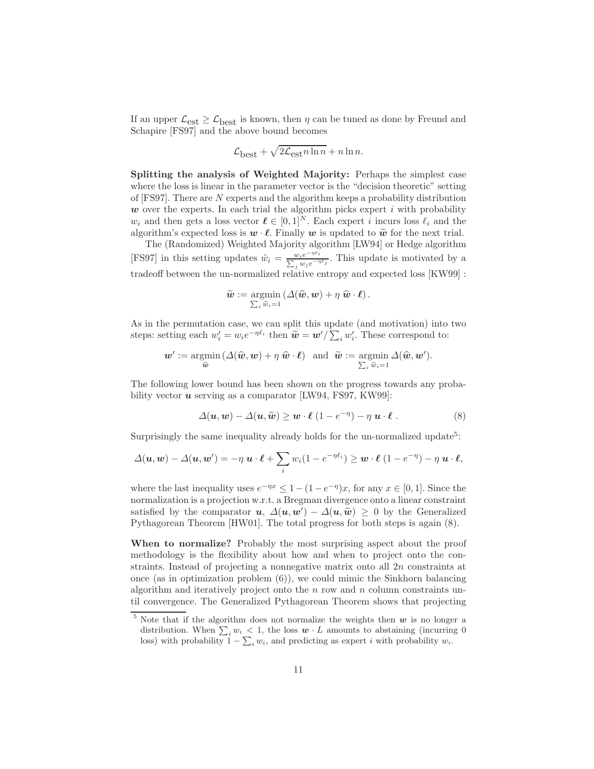If an upper $\mathcal{L}_{\text{est}} \geq \mathcal{L}_{\text{best}}$ is known, then $\eta$ can be tuned as done by Freund and Schapire [FS97] and the above bound becomes

$$\mathcal{L}_{\text{best}} + \sqrt{2\mathcal{L}_{\text{est}} n \ln n} + n \ln n.$$

**Splitting the analysis of Weighted Majority:** Perhaps the simplest case where the loss is linear in the parameter vector is the "decision theoretic" setting of [FS97]. There are $N$ experts and the algorithm keeps a probability distribution $\boldsymbol{w}$ over the experts. In each trial the algorithm picks expert $i$ with probability $w_i$ and then gets a loss vector $\boldsymbol{\ell} \in [0,1]^N$. Each expert $i$ incurs loss $\ell_i$ and the algorithm's expected loss is $\boldsymbol{w} \cdot \boldsymbol{\ell}$. Finally $\boldsymbol{w}$ is updated to $\widetilde{\boldsymbol{w}}$ for the next trial.

The (Randomized) Weighted Majority algorithm [LW94] or Hedge algorithm [FS97] in this setting updates $\tilde{w}_i = \frac{w_i e^{-\eta \ell_i}}{\sum_j w_j e^{-\eta \ell_j}}$. This update is motivated by a tradeoff between the un-normalized relative entropy and expected loss [KW99] :

$$\widetilde{\boldsymbol{w}} := \operatorname*{argmin}_{\sum_i \widehat{w}_i = 1} \left( \Delta(\widehat{\boldsymbol{w}}, \boldsymbol{w}) + \eta\ \widehat{\boldsymbol{w}} \cdot \boldsymbol{\ell} \right).$$

As in the permutation case, we can split this update (and motivation) into two steps: setting each $w'_i = w_i e^{-\eta \ell_i}$ then $\widetilde{\boldsymbol{w}} = \boldsymbol{w}' / \sum_i w'_i$. These correspond to:

$$\boldsymbol{w}' := \operatorname*{argmin}_{\widehat{\boldsymbol{w}}} \left( \Delta(\widehat{\boldsymbol{w}}, \boldsymbol{w}) + \eta\ \widehat{\boldsymbol{w}} \cdot \boldsymbol{\ell} \right) \ \text{ and } \ \widetilde{\boldsymbol{w}} := \operatorname*{argmin}_{\sum_i \widehat{w}_i = 1} \Delta(\widehat{\boldsymbol{w}}, \boldsymbol{w}').$$

The following lower bound has been shown on the progress towards any probability vector $\boldsymbol{u}$ serving as a comparator [LW94, FS97, KW99]:

$$\Delta(\boldsymbol{u}, \boldsymbol{w}) - \Delta(\boldsymbol{u}, \widetilde{\boldsymbol{w}}) \geq \boldsymbol{w} \cdot \boldsymbol{\ell}\ (1 - e^{-\eta}) - \eta\ \boldsymbol{u} \cdot \boldsymbol{\ell}\ . \tag{8}$$

Surprisingly the same inequality already holds for the un-normalized update[5]:

$$\Delta(\boldsymbol{u}, \boldsymbol{w}) - \Delta(\boldsymbol{u}, \boldsymbol{w}') = -\eta\ \boldsymbol{u} \cdot \boldsymbol{\ell} + \sum_i w_i (1 - e^{-\eta \ell_i}) \geq \boldsymbol{w} \cdot \boldsymbol{\ell}\ (1 - e^{-\eta}) - \eta\ \boldsymbol{u} \cdot \boldsymbol{\ell},$$

where the last inequality uses $e^{-\eta x} \leq 1 - (1 - e^{-\eta})x$, for any $x \in [0,1]$. Since the normalization is a projection w.r.t. a Bregman divergence onto a linear constraint satisfied by the comparator $\boldsymbol{u}$, $\Delta(\boldsymbol{u}, \boldsymbol{w}') - \Delta(\boldsymbol{u}, \widetilde{\boldsymbol{w}}) \geq 0$ by the Generalized Pythagorean Theorem [HW01]. The total progress for both steps is again (8).

**When to normalize?** Probably the most surprising aspect about the proof methodology is the flexibility about how and when to project onto the constraints. Instead of projecting a nonnegative matrix onto all $2n$ constraints at once (as in optimization problem (6)), we could mimic the Sinkhorn balancing algorithm and iteratively project onto the $n$ row and $n$ column constraints until convergence. The Generalized Pythagorean Theorem shows that projecting

[5] Note that if the algorithm does not normalize the weights then $\boldsymbol{w}$ is no longer a distribution. When $\sum_i w_i < 1$, the loss $\boldsymbol{w} \cdot L$ amounts to abstaining (incurring 0 loss) with probability $1 - \sum_i w_i$, and predicting as expert $i$ with probability $w_i$.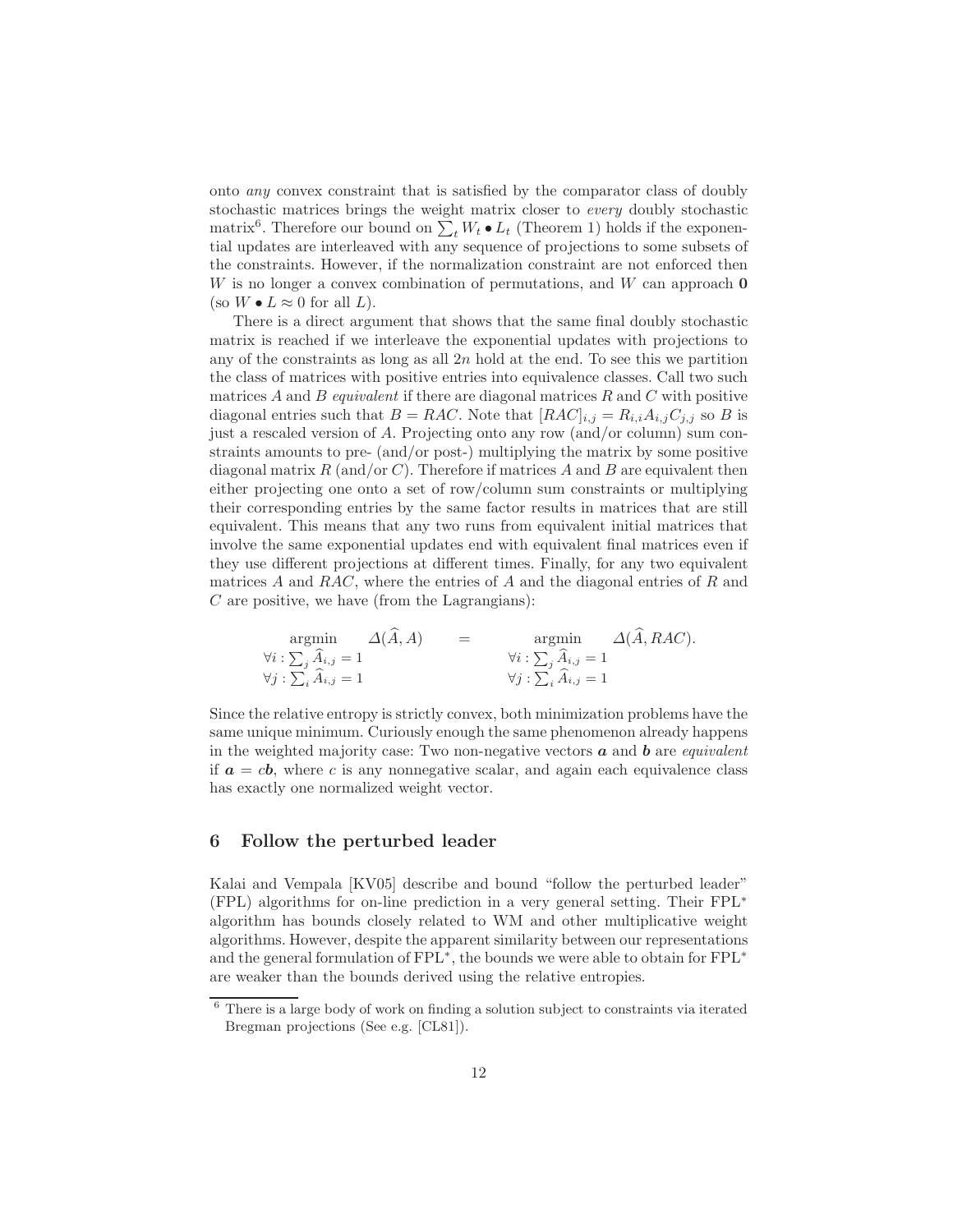onto *any* convex constraint that is satisfied by the comparator class of doubly stochastic matrices brings the weight matrix closer to *every* doubly stochastic matrix[6]. Therefore our bound on $\sum_t W_t \bullet L_t$ (Theorem 1) holds if the exponential updates are interleaved with any sequence of projections to some subsets of the constraints. However, if the normalization constraint are not enforced then $W$ is no longer a convex combination of permutations, and $W$ can approach $\mathbf{0}$ (so $W \bullet L \approx 0$ for all $L$).

There is a direct argument that shows that the same final doubly stochastic matrix is reached if we interleave the exponential updates with projections to any of the constraints as long as all $2n$ hold at the end. To see this we partition the class of matrices with positive entries into equivalence classes. Call two such matrices $A$ and $B$ *equivalent* if there are diagonal matrices $R$ and $C$ with positive diagonal entries such that $B = RAC$. Note that $[RAC]_{i,j} = R_{i,i}A_{i,j}C_{j,j}$ so $B$ is just a rescaled version of $A$. Projecting onto any row (and/or column) sum constraints amounts to pre- (and/or post-) multiplying the matrix by some positive diagonal matrix $R$ (and/or $C$). Therefore if matrices $A$ and $B$ are equivalent then either projecting one onto a set of row/column sum constraints or multiplying their corresponding entries by the same factor results in matrices that are still equivalent. This means that any two runs from equivalent initial matrices that involve the same exponential updates end with equivalent final matrices even if they use different projections at different times. Finally, for any two equivalent matrices $A$ and $RAC$, where the entries of $A$ and the diagonal entries of $R$ and $C$ are positive, we have (from the Lagrangians):

$$\operatorname*{argmin}_{\substack{\forall i: \sum_j \widehat{A}_{i,j} = 1 \\ \forall j: \sum_i \widehat{A}_{i,j} = 1}} \Delta(\widehat{A}, A) \quad = \quad \operatorname*{argmin}_{\substack{\forall i: \sum_j \widehat{A}_{i,j} = 1 \\ \forall j: \sum_i \widehat{A}_{i,j} = 1}} \Delta(\widehat{A}, RAC).$$

Since the relative entropy is strictly convex, both minimization problems have the same unique minimum. Curiously enough the same phenomenon already happens in the weighted majority case: Two non-negative vectors $\boldsymbol{a}$ and $\boldsymbol{b}$ are *equivalent* if $\boldsymbol{a} = c\boldsymbol{b}$, where $c$ is any nonnegative scalar, and again each equivalence class has exactly one normalized weight vector.

## 6 Follow the perturbed leader

Kalai and Vempala [KV05] describe and bound "follow the perturbed leader" (FPL) algorithms for on-line prediction in a very general setting. Their FPL$^*$ algorithm has bounds closely related to WM and other multiplicative weight algorithms. However, despite the apparent similarity between our representations and the general formulation of FPL$^*$, the bounds we were able to obtain for FPL$^*$ are weaker than the bounds derived using the relative entropies.

---

[6] There is a large body of work on finding a solution subject to constraints via iterated Bregman projections (See e.g. [CL81]).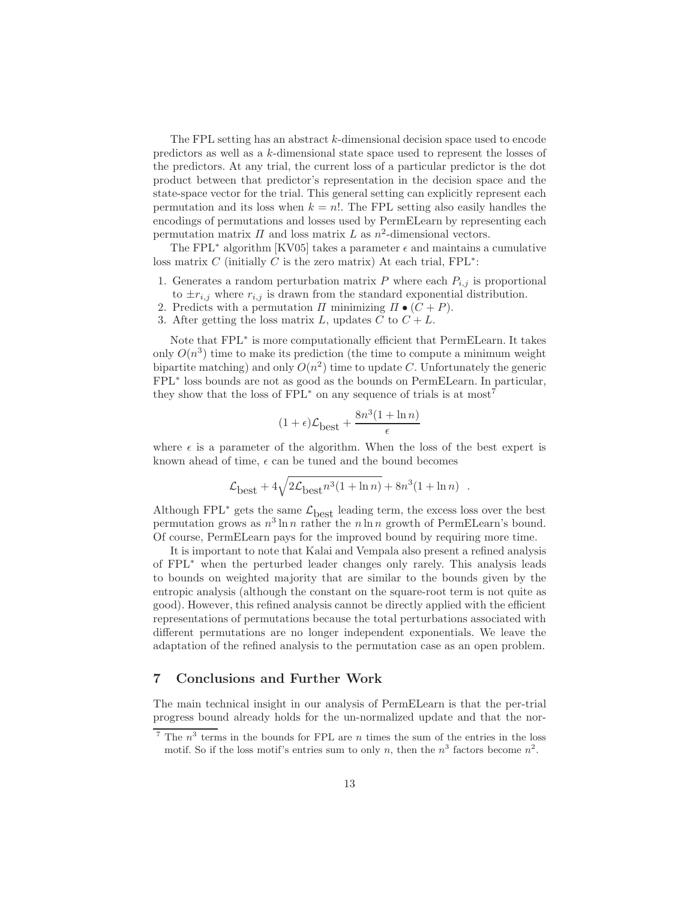The FPL setting has an abstract $k$-dimensional decision space used to encode predictors as well as a $k$-dimensional state space used to represent the losses of the predictors. At any trial, the current loss of a particular predictor is the dot product between that predictor's representation in the decision space and the state-space vector for the trial. This general setting can explicitly represent each permutation and its loss when $k = n!$. The FPL setting also easily handles the encodings of permutations and losses used by PermELearn by representing each permutation matrix $\Pi$ and loss matrix $L$ as $n^2$-dimensional vectors.

The FPL* algorithm [KV05] takes a parameter $\epsilon$ and maintains a cumulative loss matrix $C$ (initially $C$ is the zero matrix) At each trial, FPL*:

1. Generates a random perturbation matrix $P$ where each $P_{i,j}$ is proportional to $\pm r_{i,j}$ where $r_{i,j}$ is drawn from the standard exponential distribution.
2. Predicts with a permutation $\Pi$ minimizing $\Pi \bullet (C + P)$.
3. After getting the loss matrix $L$, updates $C$ to $C + L$.

Note that FPL* is more computationally efficient that PermELearn. It takes only $O(n^3)$ time to make its prediction (the time to compute a minimum weight bipartite matching) and only $O(n^2)$ time to update $C$. Unfortunately the generic FPL* loss bounds are not as good as the bounds on PermELearn. In particular, they show that the loss of FPL* on any sequence of trials is at most[7]

$$(1 + \epsilon)\mathcal{L}_{\text{best}} + \frac{8n^3(1 + \ln n)}{\epsilon}$$

where $\epsilon$ is a parameter of the algorithm. When the loss of the best expert is known ahead of time, $\epsilon$ can be tuned and the bound becomes

$$\mathcal{L}_{\text{best}} + 4\sqrt{2\mathcal{L}_{\text{best}} n^3(1 + \ln n)} + 8n^3(1 + \ln n) \quad .$$

Although FPL* gets the same $\mathcal{L}_{\text{best}}$ leading term, the excess loss over the best permutation grows as $n^3 \ln n$ rather the $n \ln n$ growth of PermELearn's bound. Of course, PermELearn pays for the improved bound by requiring more time.

It is important to note that Kalai and Vempala also present a refined analysis of FPL* when the perturbed leader changes only rarely. This analysis leads to bounds on weighted majority that are similar to the bounds given by the entropic analysis (although the constant on the square-root term is not quite as good). However, this refined analysis cannot be directly applied with the efficient representations of permutations because the total perturbations associated with different permutations are no longer independent exponentials. We leave the adaptation of the refined analysis to the permutation case as an open problem.

## 7 Conclusions and Further Work

The main technical insight in our analysis of PermELearn is that the per-trial progress bound already holds for the un-normalized update and that the nor-

[7] The $n^3$ terms in the bounds for FPL are $n$ times the sum of the entries in the loss motif. So if the loss motif's entries sum to only $n$, then the $n^3$ factors become $n^2$.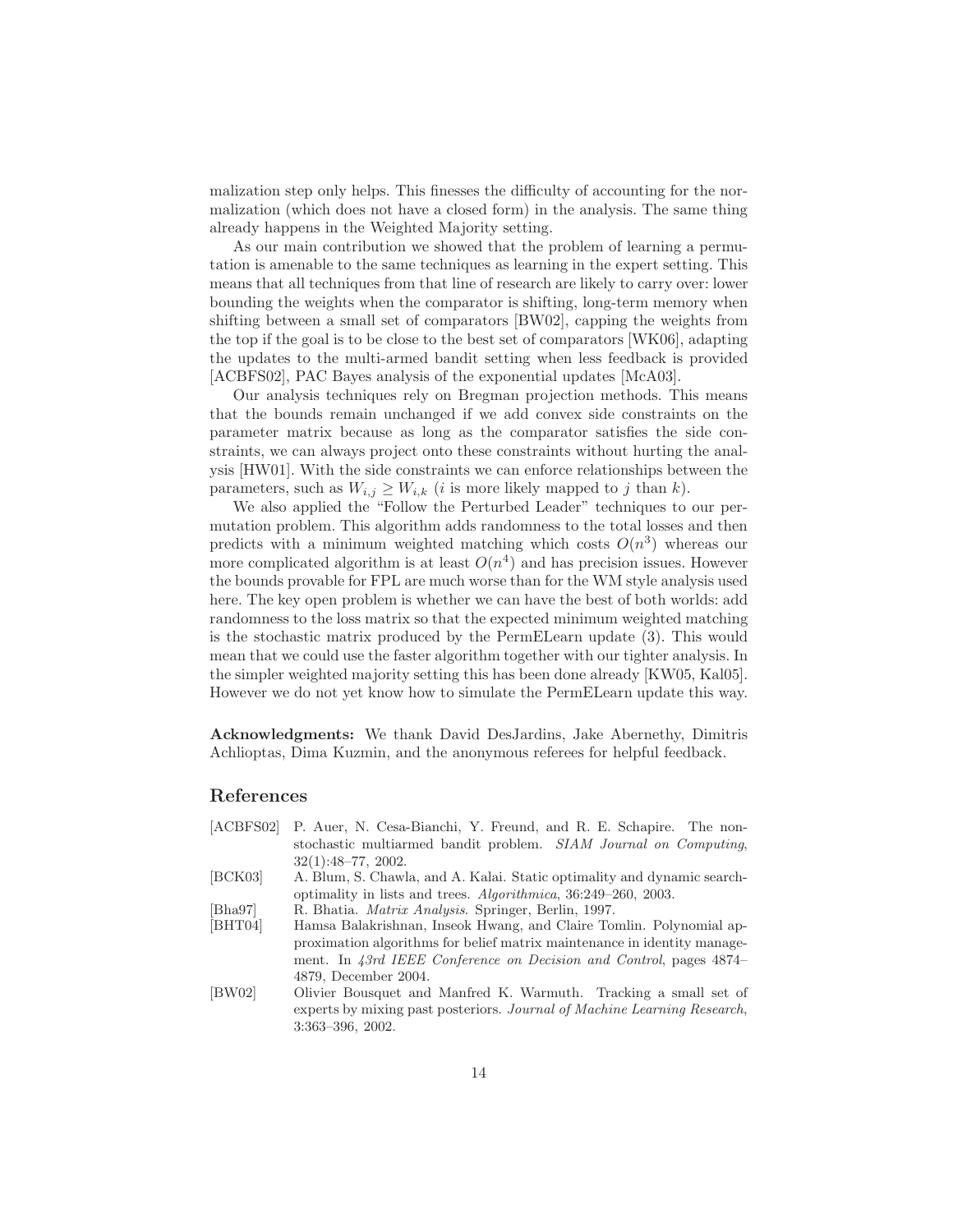malization step only helps. This finesses the difficulty of accounting for the normalization (which does not have a closed form) in the analysis. The same thing already happens in the Weighted Majority setting.

As our main contribution we showed that the problem of learning a permutation is amenable to the same techniques as learning in the expert setting. This means that all techniques from that line of research are likely to carry over: lower bounding the weights when the comparator is shifting, long-term memory when shifting between a small set of comparators [BW02], capping the weights from the top if the goal is to be close to the best set of comparators [WK06], adapting the updates to the multi-armed bandit setting when less feedback is provided [ACBFS02], PAC Bayes analysis of the exponential updates [McA03].

Our analysis techniques rely on Bregman projection methods. This means that the bounds remain unchanged if we add convex side constraints on the parameter matrix because as long as the comparator satisfies the side constraints, we can always project onto these constraints without hurting the analysis [HW01]. With the side constraints we can enforce relationships between the parameters, such as $W_{i,j} \geq W_{i,k}$ ($i$ is more likely mapped to $j$ than $k$).

We also applied the "Follow the Perturbed Leader" techniques to our permutation problem. This algorithm adds randomness to the total losses and then predicts with a minimum weighted matching which costs $O(n^3)$ whereas our more complicated algorithm is at least $O(n^4)$ and has precision issues. However the bounds provable for FPL are much worse than for the WM style analysis used here. The key open problem is whether we can have the best of both worlds: add randomness to the loss matrix so that the expected minimum weighted matching is the stochastic matrix produced by the PermELearn update (3). This would mean that we could use the faster algorithm together with our tighter analysis. In the simpler weighted majority setting this has been done already [KW05, Kal05]. However we do not yet know how to simulate the PermELearn update this way.

**Acknowledgments:** We thank David DesJardins, Jake Abernethy, Dimitris Achlioptas, Dima Kuzmin, and the anonymous referees for helpful feedback.

## References

[ACBFS02] P. Auer, N. Cesa-Bianchi, Y. Freund, and R. E. Schapire. The nonstochastic multiarmed bandit problem. *SIAM Journal on Computing*, 32(1):48–77, 2002.

[BCK03] A. Blum, S. Chawla, and A. Kalai. Static optimality and dynamic search-optimality in lists and trees. *Algorithmica*, 36:249–260, 2003.

[Bha97] R. Bhatia. *Matrix Analysis*. Springer, Berlin, 1997.

[BHT04] Hamsa Balakrishnan, Inseok Hwang, and Claire Tomlin. Polynomial approximation algorithms for belief matrix maintenance in identity management. In *43rd IEEE Conference on Decision and Control*, pages 4874–4879, December 2004.

[BW02] Olivier Bousquet and Manfred K. Warmuth. Tracking a small set of experts by mixing past posteriors. *Journal of Machine Learning Research*, 3:363–396, 2002.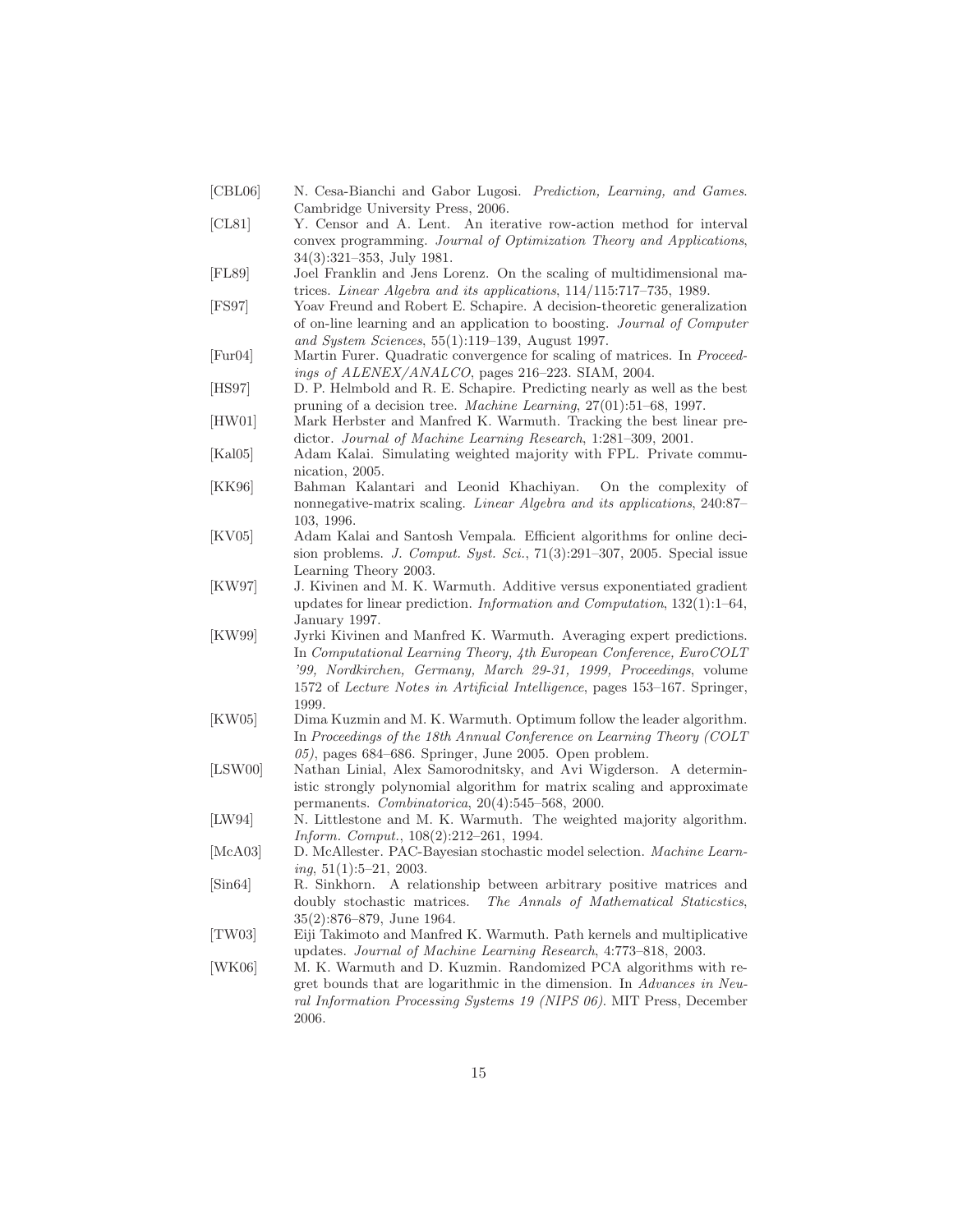[CBL06] N. Cesa-Bianchi and Gabor Lugosi. *Prediction, Learning, and Games*. Cambridge University Press, 2006.

[CL81] Y. Censor and A. Lent. An iterative row-action method for interval convex programming. *Journal of Optimization Theory and Applications*, 34(3):321–353, July 1981.

[FL89] Joel Franklin and Jens Lorenz. On the scaling of multidimensional matrices. *Linear Algebra and its applications*, 114/115:717–735, 1989.

[FS97] Yoav Freund and Robert E. Schapire. A decision-theoretic generalization of on-line learning and an application to boosting. *Journal of Computer and System Sciences*, 55(1):119–139, August 1997.

[Fur04] Martin Furer. Quadratic convergence for scaling of matrices. In *Proceedings of ALENEX/ANALCO*, pages 216–223. SIAM, 2004.

[HS97] D. P. Helmbold and R. E. Schapire. Predicting nearly as well as the best pruning of a decision tree. *Machine Learning*, 27(01):51–68, 1997.

[HW01] Mark Herbster and Manfred K. Warmuth. Tracking the best linear predictor. *Journal of Machine Learning Research*, 1:281–309, 2001.

[Kal05] Adam Kalai. Simulating weighted majority with FPL. Private communication, 2005.

[KK96] Bahman Kalantari and Leonid Khachiyan. On the complexity of nonnegative-matrix scaling. *Linear Algebra and its applications*, 240:87–103, 1996.

[KV05] Adam Kalai and Santosh Vempala. Efficient algorithms for online decision problems. *J. Comput. Syst. Sci.*, 71(3):291–307, 2005. Special issue Learning Theory 2003.

[KW97] J. Kivinen and M. K. Warmuth. Additive versus exponentiated gradient updates for linear prediction. *Information and Computation*, 132(1):1–64, January 1997.

[KW99] Jyrki Kivinen and Manfred K. Warmuth. Averaging expert predictions. In *Computational Learning Theory, 4th European Conference, EuroCOLT '99, Nordkirchen, Germany, March 29-31, 1999, Proceedings*, volume 1572 of *Lecture Notes in Artificial Intelligence*, pages 153–167. Springer, 1999.

[KW05] Dima Kuzmin and M. K. Warmuth. Optimum follow the leader algorithm. In *Proceedings of the 18th Annual Conference on Learning Theory (COLT 05)*, pages 684–686. Springer, June 2005. Open problem.

[LSW00] Nathan Linial, Alex Samorodnitsky, and Avi Wigderson. A deterministic strongly polynomial algorithm for matrix scaling and approximate permanents. *Combinatorica*, 20(4):545–568, 2000.

[LW94] N. Littlestone and M. K. Warmuth. The weighted majority algorithm. *Inform. Comput.*, 108(2):212–261, 1994.

[McA03] D. McAllester. PAC-Bayesian stochastic model selection. *Machine Learning*, 51(1):5–21, 2003.

[Sin64] R. Sinkhorn. A relationship between arbitrary positive matrices and doubly stochastic matrices. *The Annals of Mathematical Staticstics*, 35(2):876–879, June 1964.

[TW03] Eiji Takimoto and Manfred K. Warmuth. Path kernels and multiplicative updates. *Journal of Machine Learning Research*, 4:773–818, 2003.

[WK06] M. K. Warmuth and D. Kuzmin. Randomized PCA algorithms with regret bounds that are logarithmic in the dimension. In *Advances in Neural Information Processing Systems 19 (NIPS 06)*. MIT Press, December 2006.